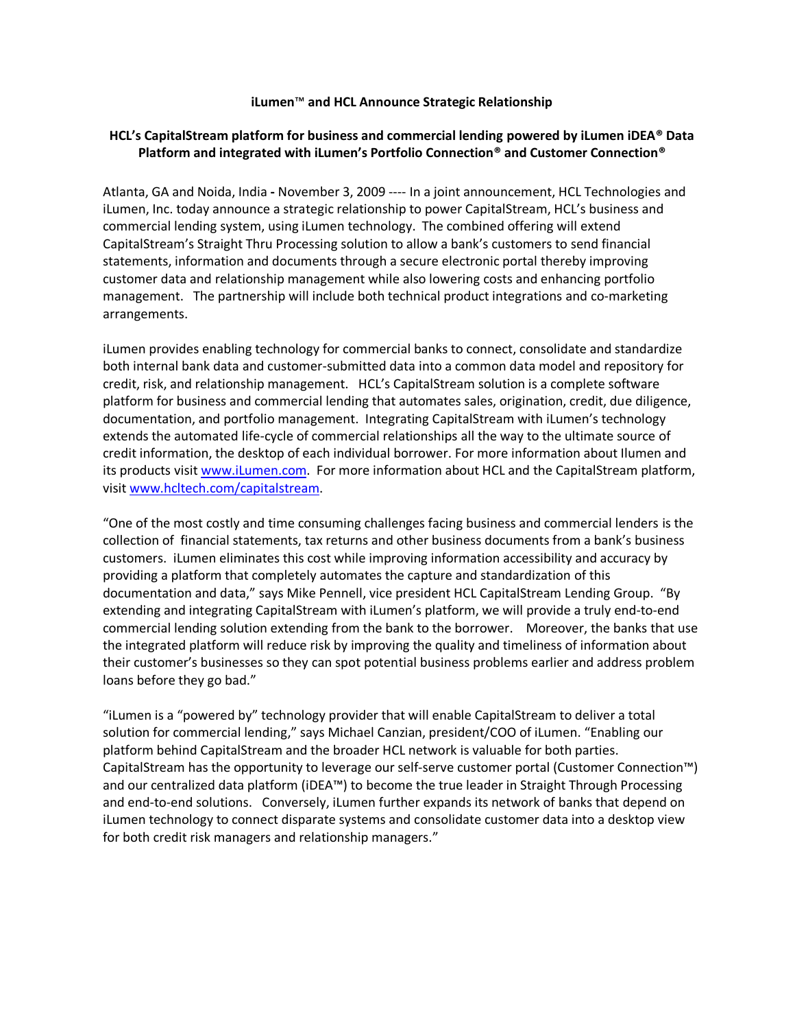# iLumen™ and HCL Announce Strategic Relationship

## HCL's CapitalStream platform for business and commercial lending powered by iLumen iDEA® Data Platform and integrated with iLumen's Portfolio Connection® and Customer Connection®

Atlanta, GA and Noida, India **-** November 3, 2009 ---- In a joint announcement, HCL Technologies and iLumen, Inc. today announce a strategic relationship to power CapitalStream, HCL's business and commercial lending system, using iLumen technology. The combined offering will extend CapitalStream's Straight Thru Processing solution to allow a bank's customers to send financial statements, information and documents through a secure electronic portal thereby improving customer data and relationship management while also lowering costs and enhancing portfolio management. The partnership will include both technical product integrations and co-marketing arrangements.

iLumen provides enabling technology for commercial banks to connect, consolidate and standardize both internal bank data and customer-submitted data into a common data model and repository for credit, risk, and relationship management. HCL's CapitalStream solution is a complete software platform for business and commercial lending that automates sales, origination, credit, due diligence, documentation, and portfolio management. Integrating CapitalStream with iLumen's technology extends the automated life-cycle of commercial relationships all the way to the ultimate source of credit information, the desktop of each individual borrower. For more information about Ilumen and its products visit [www.iLumen.com](http://www.iLumen.com). For more information about HCL and the CapitalStream platform, visit [www.hcltech.com/capitalstream](http://www.hcltech.com/capitalstream).

"One of the most costly and time consuming challenges facing business and commercial lenders is the collection of financial statements, tax returns and other business documents from a bank's business customers. iLumen eliminates this cost while improving information accessibility and accuracy by providing a platform that completely automates the capture and standardization of this documentation and data," says Mike Pennell, vice president HCL CapitalStream Lending Group. "By extending and integrating CapitalStream with iLumen's platform, we will provide a truly end-to-end commercial lending solution extending from the bank to the borrower. Moreover, the banks that use the integrated platform will reduce risk by improving the quality and timeliness of information about their customer's businesses so they can spot potential business problems earlier and address problem loans before they go bad."

"iLumen is a "powered by" technology provider that will enable CapitalStream to deliver a total solution for commercial lending," says Michael Canzian, president/COO of iLumen. "Enabling our platform behind CapitalStream and the broader HCL network is valuable for both parties. CapitalStream has the opportunity to leverage our self-serve customer portal (Customer Connection™) and our centralized data platform (iDEA™) to become the true leader in Straight Through Processing and end-to-end solutions. Conversely, iLumen further expands its network of banks that depend on iLumen technology to connect disparate systems and consolidate customer data into a desktop view for both credit risk managers and relationship managers."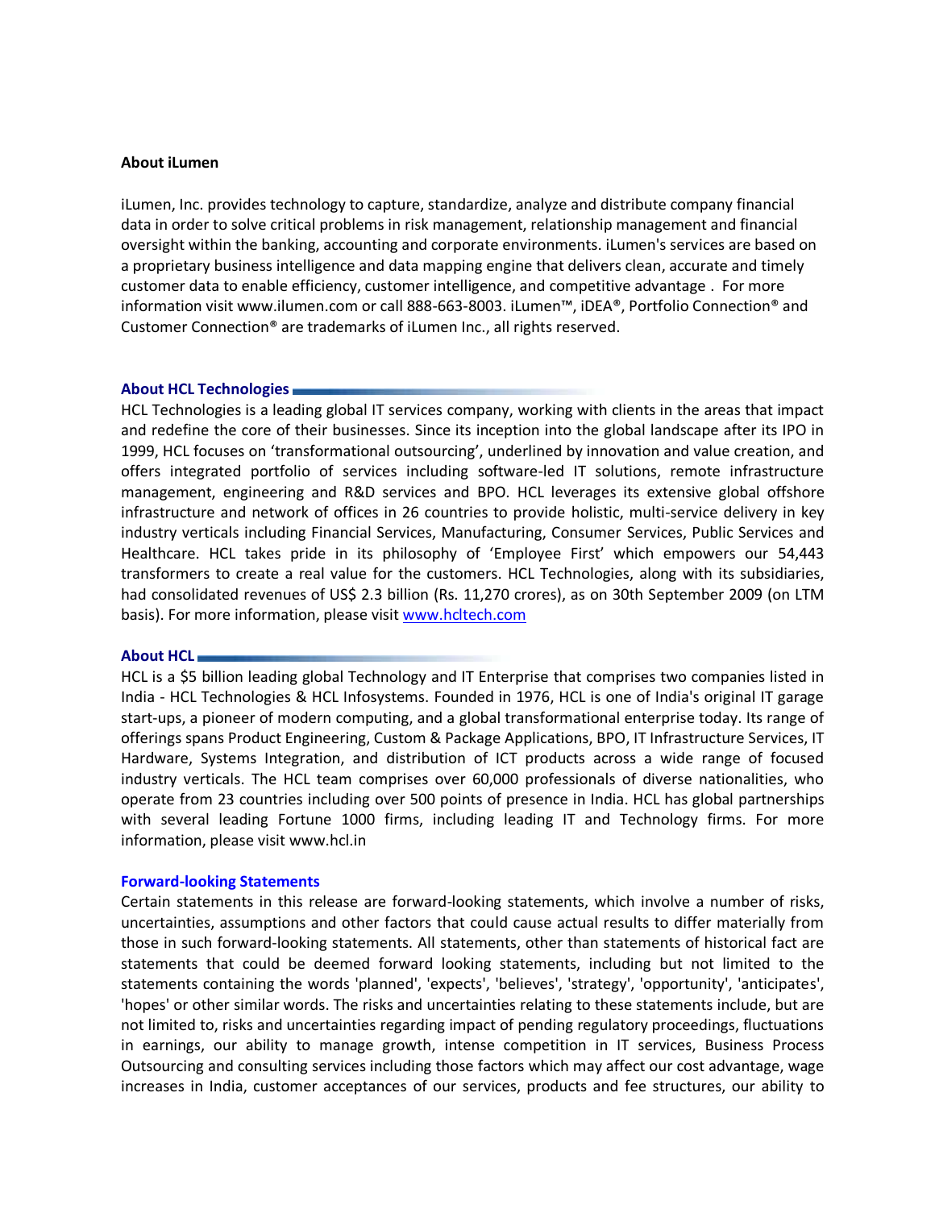### About iLumen

iLumen, Inc. provides technology to capture, standardize, analyze and distribute company financial data in order to solve critical problems in risk management, relationship management and financial oversight within the banking, accounting and corporate environments. iLumen's services are based on a proprietary business intelligence and data mapping engine that delivers clean, accurate and timely customer data to enable efficiency, customer intelligence, and competitive advantage . For more information visit www.ilumen.com or call 888-663-8003. iLumen™, iDEA®, Portfolio Connection® and Customer Connection® are trademarks of iLumen Inc., all rights reserved.

### About HCL Technologies

HCL Technologies is a leading global IT services company, working with clients in the areas that impact and redefine the core of their businesses. Since its inception into the global landscape after its IPO in 1999, HCL focuses on 'transformational outsourcing', underlined by innovation and value creation, and offers integrated portfolio of services including software-led IT solutions, remote infrastructure management, engineering and R&D services and BPO. HCL leverages its extensive global offshore infrastructure and network of offices in 26 countries to provide holistic, multi-service delivery in key industry verticals including Financial Services, Manufacturing, Consumer Services, Public Services and Healthcare. HCL takes pride in its philosophy of 'Employee First' which empowers our 54,443 transformers to create a real value for the customers. HCL Technologies, along with its subsidiaries, had consolidated revenues of US$ 2.3 billion (Rs. 11,270 crores), as on 30th September 2009 (on LTM basis). For more information, please visit [www.hcltech.com](http://www.hcltech.com)

### About HCL

HCL is a $5 billion leading global Technology and IT Enterprise that comprises two companies listed in India - HCL Technologies & HCL Infosystems. Founded in 1976, HCL is one of India's original IT garage start-ups, a pioneer of modern computing, and a global transformational enterprise today. Its range of offerings spans Product Engineering, Custom & Package Applications, BPO, IT Infrastructure Services, IT Hardware, Systems Integration, and distribution of ICT products across a wide range of focused industry verticals. The HCL team comprises over 60,000 professionals of diverse nationalities, who operate from 23 countries including over 500 points of presence in India. HCL has global partnerships with several leading Fortune 1000 firms, including leading IT and Technology firms. For more information, please visit www.hcl.in

### Forward-looking Statements

Certain statements in this release are forward-looking statements, which involve a number of risks, uncertainties, assumptions and other factors that could cause actual results to differ materially from those in such forward-looking statements. All statements, other than statements of historical fact are statements that could be deemed forward looking statements, including but not limited to the statements containing the words 'planned', 'expects', 'believes', 'strategy', 'opportunity', 'anticipates', 'hopes' or other similar words. The risks and uncertainties relating to these statements include, but are not limited to, risks and uncertainties regarding impact of pending regulatory proceedings, fluctuations in earnings, our ability to manage growth, intense competition in IT services, Business Process Outsourcing and consulting services including those factors which may affect our cost advantage, wage increases in India, customer acceptances of our services, products and fee structures, our ability to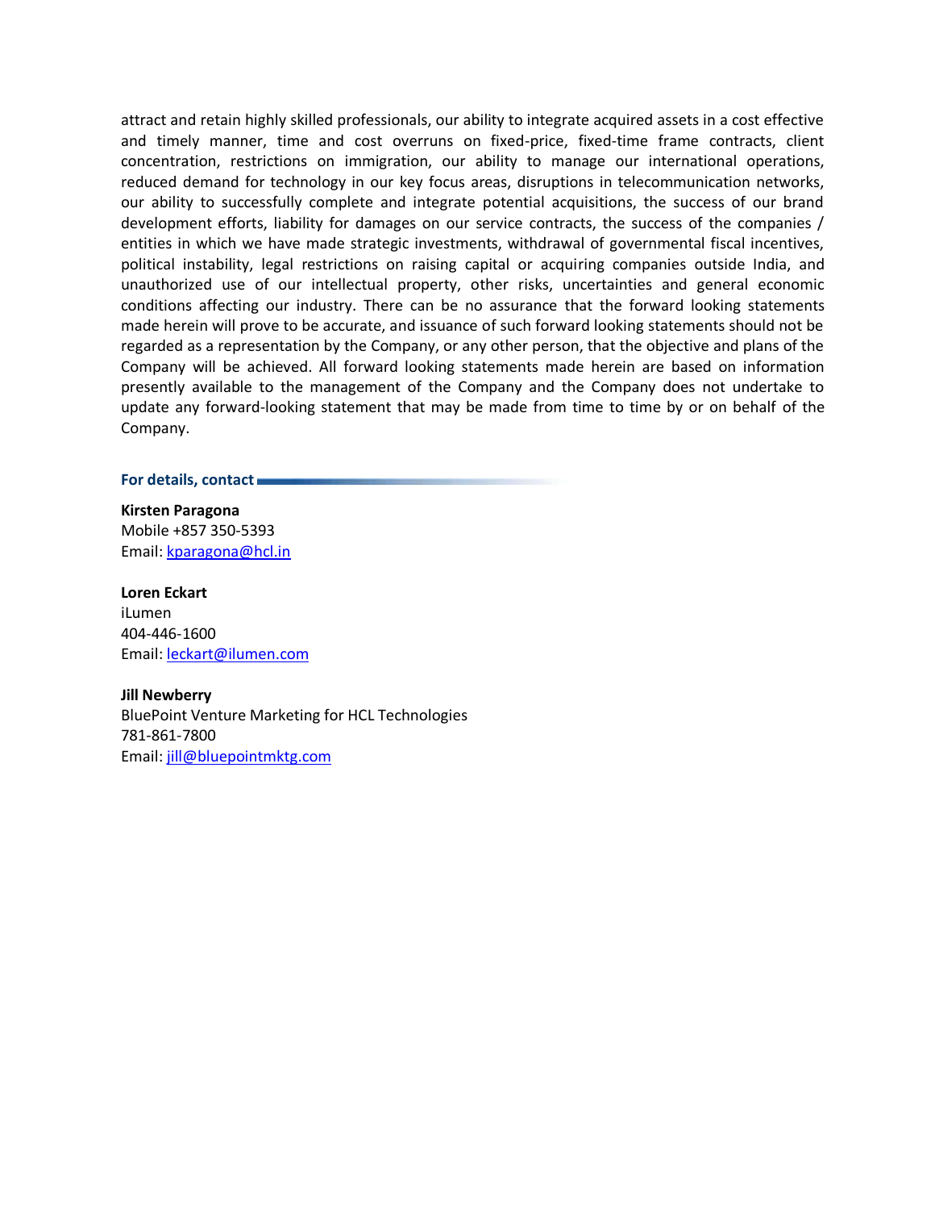attract and retain highly skilled professionals, our ability to integrate acquired assets in a cost effective and timely manner, time and cost overruns on fixed-price, fixed-time frame contracts, client concentration, restrictions on immigration, our ability to manage our international operations, reduced demand for technology in our key focus areas, disruptions in telecommunication networks, our ability to successfully complete and integrate potential acquisitions, the success of our brand development efforts, liability for damages on our service contracts, the success of the companies / entities in which we have made strategic investments, withdrawal of governmental fiscal incentives, political instability, legal restrictions on raising capital or acquiring companies outside India, and unauthorized use of our intellectual property, other risks, uncertainties and general economic conditions affecting our industry. There can be no assurance that the forward looking statements made herein will prove to be accurate, and issuance of such forward looking statements should not be regarded as a representation by the Company, or any other person, that the objective and plans of the Company will be achieved. All forward looking statements made herein are based on information presently available to the management of the Company and the Company does not undertake to update any forward-looking statement that may be made from time to time by or on behalf of the Company.

### For details, contact

**Kirsten Paragona**
Mobile +857 350-5393
Email: kparagona@hcl.in

**Loren Eckart**
iLumen
404-446-1600
Email: leckart@ilumen.com

**Jill Newberry**
BluePoint Venture Marketing for HCL Technologies
781-861-7800
Email: jill@bluepointmktg.com